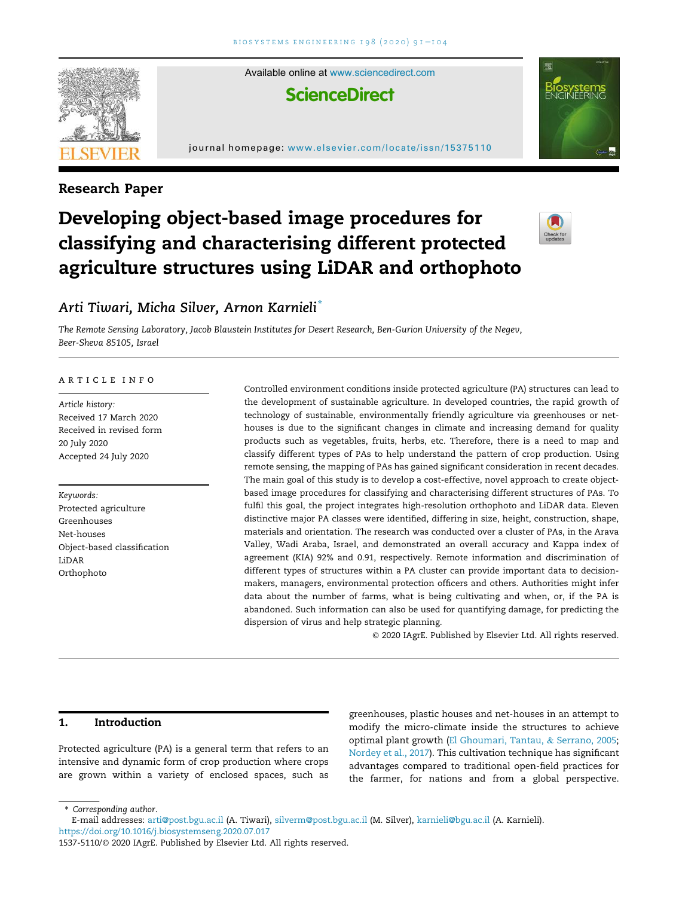Research Paper

# Developing object-based image procedures for classifying and characterising different protected agriculture structures using LiDAR and orthophoto

*Arti Tiwari, Micha Silver, Arnon Karnieli*[*]

*The Remote Sensing Laboratory, Jacob Blaustein Institutes for Desert Research, Ben-Gurion University of the Negev, Beer-Sheva 85105, Israel*

ARTICLE INFO

*Article history:*
Received 17 March 2020
Received in revised form 20 July 2020
Accepted 24 July 2020

*Keywords:*
Protected agriculture
Greenhouses
Net-houses
Object-based classification
LiDAR
Orthophoto

Controlled environment conditions inside protected agriculture (PA) structures can lead to the development of sustainable agriculture. In developed countries, the rapid growth of technology of sustainable, environmentally friendly agriculture via greenhouses or net-houses is due to the significant changes in climate and increasing demand for quality products such as vegetables, fruits, herbs, etc. Therefore, there is a need to map and classify different types of PAs to help understand the pattern of crop production. Using remote sensing, the mapping of PAs has gained significant consideration in recent decades. The main goal of this study is to develop a cost-effective, novel approach to create object-based image procedures for classifying and characterising different structures of PAs. To fulfil this goal, the project integrates high-resolution orthophoto and LiDAR data. Eleven distinctive major PA classes were identified, differing in size, height, construction, shape, materials and orientation. The research was conducted over a cluster of PAs, in the Arava Valley, Wadi Araba, Israel, and demonstrated an overall accuracy and Kappa index of agreement (KIA) 92% and 0.91, respectively. Remote information and discrimination of different types of structures within a PA cluster can provide important data to decision-makers, managers, environmental protection officers and others. Authorities might infer data about the number of farms, what is being cultivating and when, or, if the PA is abandoned. Such information can also be used for quantifying damage, for predicting the dispersion of virus and help strategic planning.

© 2020 IAgrE. Published by Elsevier Ltd. All rights reserved.

## 1. Introduction

Protected agriculture (PA) is a general term that refers to an intensive and dynamic form of crop production where crops are grown within a variety of enclosed spaces, such as greenhouses, plastic houses and net-houses in an attempt to modify the micro-climate inside the structures to achieve optimal plant growth (El Ghoumari, Tantau, & Serrano, 2005; Nordey et al., 2017). This cultivation technique has significant advantages compared to traditional open-field practices for the farmer, for nations and from a global perspective.

[*] Corresponding author.
E-mail addresses: arti@post.bgu.ac.il (A. Tiwari), silverm@post.bgu.ac.il (M. Silver), karnieli@bgu.ac.il (A. Karnieli).
https://doi.org/10.1016/j.biosystemseng.2020.07.017
1537-5110/© 2020 IAgrE. Published by Elsevier Ltd. All rights reserved.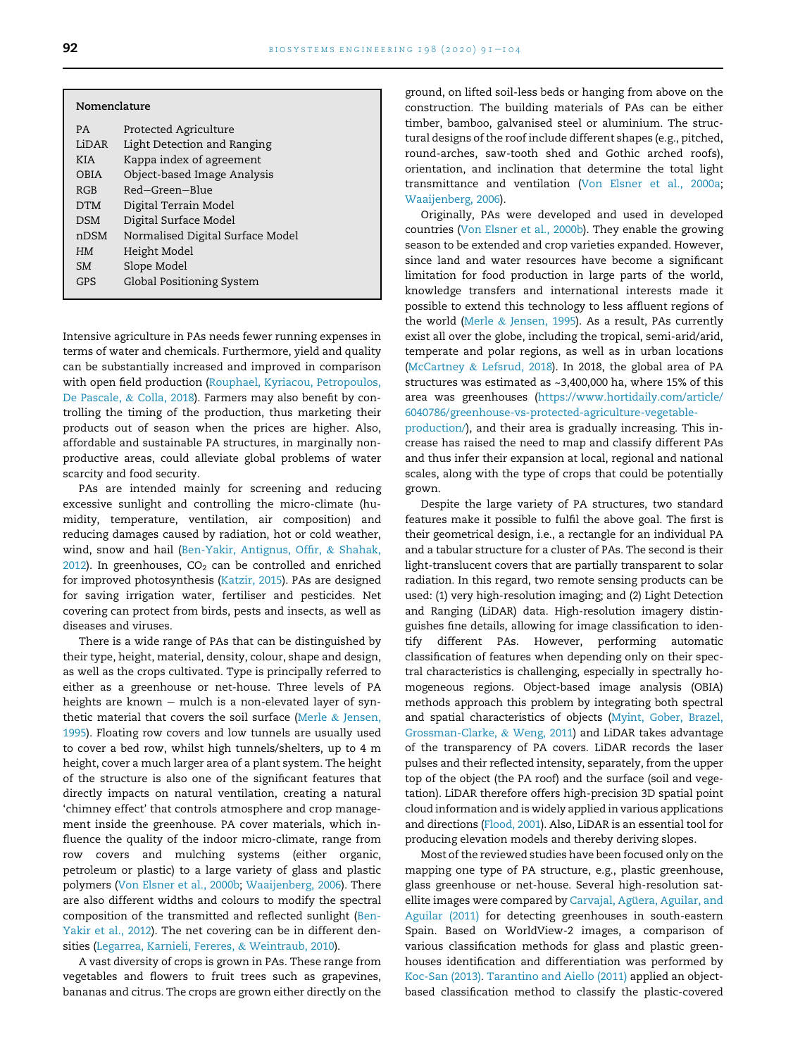| Nomenclature | |
|---|---|
| PA | Protected Agriculture |
| LiDAR | Light Detection and Ranging |
| KIA | Kappa index of agreement |
| OBIA | Object-based Image Analysis |
| RGB | Red–Green–Blue |
| DTM | Digital Terrain Model |
| DSM | Digital Surface Model |
| nDSM | Normalised Digital Surface Model |
| *HM* | Height Model |
| SM | Slope Model |
| GPS | Global Positioning System |

Intensive agriculture in PAs needs fewer running expenses in terms of water and chemicals. Furthermore, yield and quality can be substantially increased and improved in comparison with open field production (Rouphael, Kyriacou, Petropoulos, De Pascale, & Colla, 2018). Farmers may also benefit by controlling the timing of the production, thus marketing their products out of season when the prices are higher. Also, affordable and sustainable PA structures, in marginally non-productive areas, could alleviate global problems of water scarcity and food security.

PAs are intended mainly for screening and reducing excessive sunlight and controlling the micro-climate (humidity, temperature, ventilation, air composition) and reducing damages caused by radiation, hot or cold weather, wind, snow and hail (Ben-Yakir, Antignus, Offir, & Shahak, 2012). In greenhouses, $CO_2$ can be controlled and enriched for improved photosynthesis (Katzir, 2015). PAs are designed for saving irrigation water, fertiliser and pesticides. Net covering can protect from birds, pests and insects, as well as diseases and viruses.

There is a wide range of PAs that can be distinguished by their type, height, material, density, colour, shape and design, as well as the crops cultivated. Type is principally referred to either as a greenhouse or net-house. Three levels of PA heights are known – mulch is a non-elevated layer of synthetic material that covers the soil surface (Merle & Jensen, 1995). Floating row covers and low tunnels are usually used to cover a bed row, whilst high tunnels/shelters, up to 4 m height, cover a much larger area of a plant system. The height of the structure is also one of the significant features that directly impacts on natural ventilation, creating a natural 'chimney effect' that controls atmosphere and crop management inside the greenhouse. PA cover materials, which influence the quality of the indoor micro-climate, range from row covers and mulching systems (either organic, petroleum or plastic) to a large variety of glass and plastic polymers (Von Elsner et al., 2000b; Waaijenberg, 2006). There are also different widths and colours to modify the spectral composition of the transmitted and reflected sunlight (Ben-Yakir et al., 2012). The net covering can be in different densities (Legarrea, Karnieli, Fereres, & Weintraub, 2010).

A vast diversity of crops is grown in PAs. These range from vegetables and flowers to fruit trees such as grapevines, bananas and citrus. The crops are grown either directly on the ground, on lifted soil-less beds or hanging from above on the construction. The building materials of PAs can be either timber, bamboo, galvanised steel or aluminium. The structural designs of the roof include different shapes (e.g., pitched, round-arches, saw-tooth shed and Gothic arched roofs), orientation, and inclination that determine the total light transmittance and ventilation (Von Elsner et al., 2000a; Waaijenberg, 2006).

Originally, PAs were developed and used in developed countries (Von Elsner et al., 2000b). They enable the growing season to be extended and crop varieties expanded. However, since land and water resources have become a significant limitation for food production in large parts of the world, knowledge transfers and international interests made it possible to extend this technology to less affluent regions of the world (Merle & Jensen, 1995). As a result, PAs currently exist all over the globe, including the tropical, semi-arid/arid, temperate and polar regions, as well as in urban locations (McCartney & Lefsrud, 2018). In 2018, the global area of PA structures was estimated as ~3,400,000 ha, where 15% of this area was greenhouses (https://www.hortidaily.com/article/6040786/greenhouse-vs-protected-agriculture-vegetable-production/), and their area is gradually increasing. This increase has raised the need to map and classify different PAs and thus infer their expansion at local, regional and national scales, along with the type of crops that could be potentially grown.

Despite the large variety of PA structures, two standard features make it possible to fulfil the above goal. The first is their geometrical design, i.e., a rectangle for an individual PA and a tabular structure for a cluster of PAs. The second is their light-translucent covers that are partially transparent to solar radiation. In this regard, two remote sensing products can be used: (1) very high-resolution imaging; and (2) Light Detection and Ranging (LiDAR) data. High-resolution imagery distinguishes fine details, allowing for image classification to identify different PAs. However, performing automatic classification of features when depending only on their spectral characteristics is challenging, especially in spectrally homogeneous regions. Object-based image analysis (OBIA) methods approach this problem by integrating both spectral and spatial characteristics of objects (Myint, Gober, Brazel, Grossman-Clarke, & Weng, 2011) and LiDAR takes advantage of the transparency of PA covers. LiDAR records the laser pulses and their reflected intensity, separately, from the upper top of the object (the PA roof) and the surface (soil and vegetation). LiDAR therefore offers high-precision 3D spatial point cloud information and is widely applied in various applications and directions (Flood, 2001). Also, LiDAR is an essential tool for producing elevation models and thereby deriving slopes.

Most of the reviewed studies have been focused only on the mapping one type of PA structure, e.g., plastic greenhouse, glass greenhouse or net-house. Several high-resolution satellite images were compared by Carvajal, Agüera, Aguilar, and Aguilar (2011) for detecting greenhouses in south-eastern Spain. Based on WorldView-2 images, a comparison of various classification methods for glass and plastic greenhouses identification and differentiation was performed by Koc-San (2013). Tarantino and Aiello (2011) applied an object-based classification method to classify the plastic-covered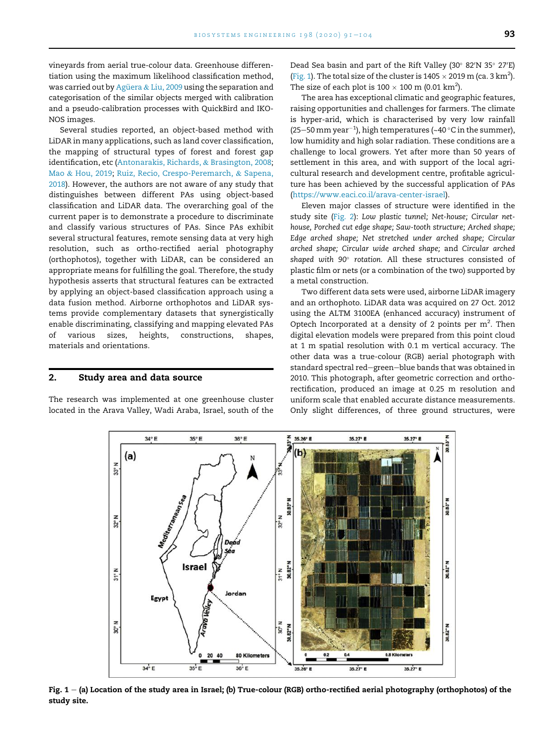vineyards from aerial true-colour data. Greenhouse differentiation using the maximum likelihood classification method, was carried out by Agüera & Liu, 2009 using the separation and categorisation of the similar objects merged with calibration and a pseudo-calibration processes with QuickBird and IKONOS images.

Several studies reported, an object-based method with LiDAR in many applications, such as land cover classification, the mapping of structural types of forest and forest gap identification, etc (Antonarakis, Richards, & Brasington, 2008; Mao & Hou, 2019; Ruiz, Recio, Crespo-Peremarch, & Sapena, 2018). However, the authors are not aware of any study that distinguishes between different PAs using object-based classification and LiDAR data. The overarching goal of the current paper is to demonstrate a procedure to discriminate and classify various structures of PAs. Since PAs exhibit several structural features, remote sensing data at very high resolution, such as ortho-rectified aerial photography (orthophotos), together with LiDAR, can be considered an appropriate means for fulfilling the goal. Therefore, the study hypothesis asserts that structural features can be extracted by applying an object-based classification approach using a data fusion method. Airborne orthophotos and LiDAR systems provide complementary datasets that synergistically enable discriminating, classifying and mapping elevated PAs of various sizes, heights, constructions, shapes, materials and orientations.

## 2. Study area and data source

The research was implemented at one greenhouse cluster located in the Arava Valley, Wadi Araba, Israel, south of the Dead Sea basin and part of the Rift Valley (30° 82′N 35° 27′E) (Fig. 1). The total size of the cluster is 1405 × 2019 m (ca. 3 km$^2$). The size of each plot is 100 × 100 m (0.01 km$^2$).

The area has exceptional climatic and geographic features, raising opportunities and challenges for farmers. The climate is hyper-arid, which is characterised by very low rainfall (25–50 mm year$^{-1}$), high temperatures (~40 °C in the summer), low humidity and high solar radiation. These conditions are a challenge to local growers. Yet after more than 50 years of settlement in this area, and with support of the local agricultural research and development centre, profitable agriculture has been achieved by the successful application of PAs (https://www.eaci.co.il/arava-center-israel).

Eleven major classes of structure were identified in the study site (Fig. 2): *Low plastic tunnel; Net-house; Circular net-house, Porched cut edge shape; Saw-tooth structure; Arched shape; Edge arched shape; Net stretched under arched shape; Circular arched shape; Circular wide arched shape;* and *Circular arched shaped with 90° rotation.* All these structures consisted of plastic film or nets (or a combination of the two) supported by a metal construction.

Two different data sets were used, airborne LiDAR imagery and an orthophoto. LiDAR data was acquired on 27 Oct. 2012 using the ALTM 3100EA (enhanced accuracy) instrument of Optech Incorporated at a density of 2 points per m$^2$. Then digital elevation models were prepared from this point cloud at 1 m spatial resolution with 0.1 m vertical accuracy. The other data was a true-colour (RGB) aerial photograph with standard spectral red–green–blue bands that was obtained in 2010. This photograph, after geometric correction and ortho-rectification, produced an image at 0.25 m resolution and uniform scale that enabled accurate distance measurements. Only slight differences, of three ground structures, were

**Fig. 1 – (a) Location of the study area in Israel; (b) True-colour (RGB) ortho-rectified aerial photography (orthophotos) of the study site.**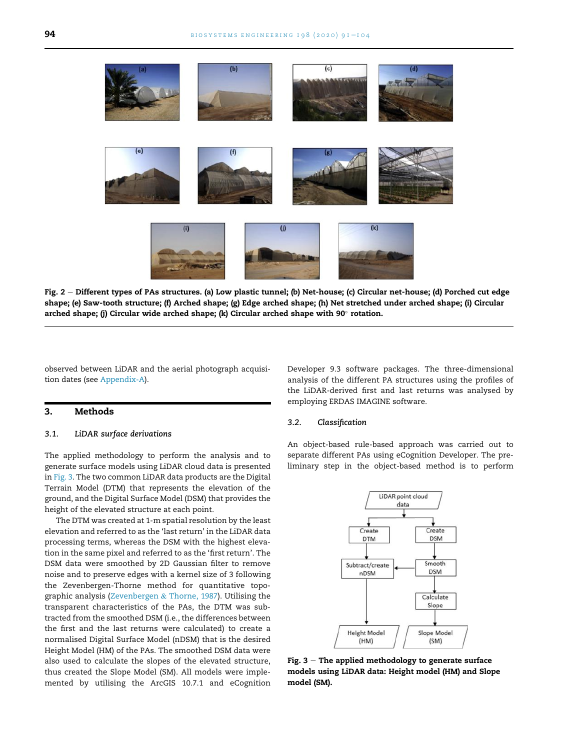Fig. 2 – Different types of PAs structures. (a) Low plastic tunnel; (b) Net-house; (c) Circular net-house; (d) Porched cut edge shape; (e) Saw-tooth structure; (f) Arched shape; (g) Edge arched shape; (h) Net stretched under arched shape; (i) Circular arched shape; (j) Circular wide arched shape; (k) Circular arched shape with 90° rotation.

observed between LiDAR and the aerial photograph acquisition dates (see Appendix-A).

## 3. Methods

### 3.1. LiDAR surface derivations

The applied methodology to perform the analysis and to generate surface models using LiDAR cloud data is presented in Fig. 3. The two common LiDAR data products are the Digital Terrain Model (DTM) that represents the elevation of the ground, and the Digital Surface Model (DSM) that provides the height of the elevated structure at each point.

The DTM was created at 1-m spatial resolution by the least elevation and referred to as the 'last return' in the LiDAR data processing terms, whereas the DSM with the highest elevation in the same pixel and referred to as the 'first return'. The DSM data were smoothed by 2D Gaussian filter to remove noise and to preserve edges with a kernel size of 3 following the Zevenbergen-Thorne method for quantitative topographic analysis (Zevenbergen & Thorne, 1987). Utilising the transparent characteristics of the PAs, the DTM was subtracted from the smoothed DSM (i.e., the differences between the first and the last returns were calculated) to create a normalised Digital Surface Model (nDSM) that is the desired Height Model (HM) of the PAs. The smoothed DSM data were also used to calculate the slopes of the elevated structure, thus created the Slope Model (SM). All models were implemented by utilising the ArcGIS 10.7.1 and eCognition Developer 9.3 software packages. The three-dimensional analysis of the different PA structures using the profiles of the LiDAR-derived first and last returns was analysed by employing ERDAS IMAGINE software.

### 3.2. Classification

An object-based rule-based approach was carried out to separate different PAs using eCognition Developer. The preliminary step in the object-based method is to perform

Fig. 3 – The applied methodology to generate surface models using LiDAR data: Height model (HM) and Slope model (SM).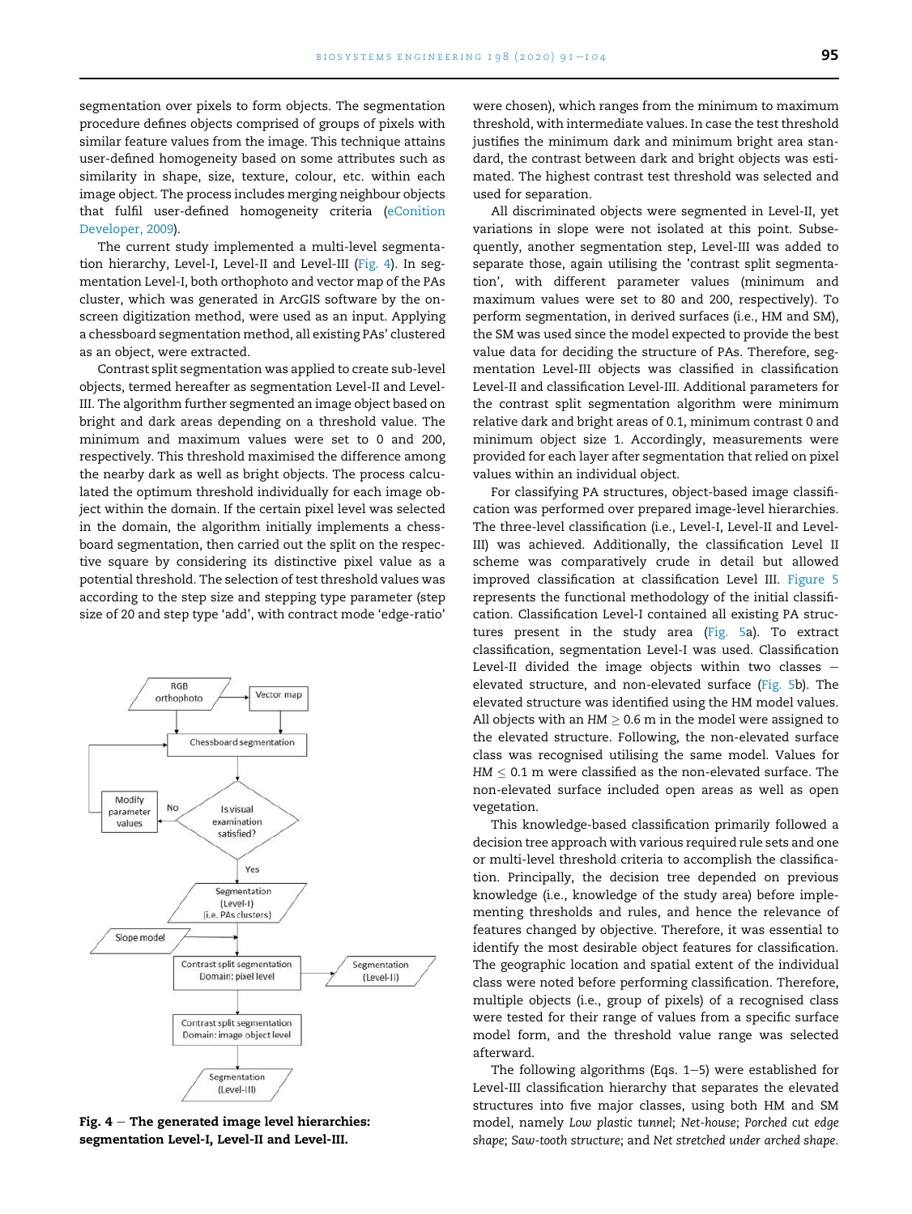segmentation over pixels to form objects. The segmentation procedure defines objects comprised of groups of pixels with similar feature values from the image. This technique attains user-defined homogeneity based on some attributes such as similarity in shape, size, texture, colour, etc. within each image object. The process includes merging neighbour objects that fulfil user-defined homogeneity criteria (eConition Developer, 2009).

The current study implemented a multi-level segmentation hierarchy, Level-I, Level-II and Level-III (Fig. 4). In segmentation Level-I, both orthophoto and vector map of the PAs cluster, which was generated in ArcGIS software by the on-screen digitization method, were used as an input. Applying a chessboard segmentation method, all existing PAs' clustered as an object, were extracted.

Contrast split segmentation was applied to create sub-level objects, termed hereafter as segmentation Level-II and Level-III. The algorithm further segmented an image object based on bright and dark areas depending on a threshold value. The minimum and maximum values were set to 0 and 200, respectively. This threshold maximised the difference among the nearby dark as well as bright objects. The process calculated the optimum threshold individually for each image object within the domain. If the certain pixel level was selected in the domain, the algorithm initially implements a chessboard segmentation, then carried out the split on the respective square by considering its distinctive pixel value as a potential threshold. The selection of test threshold values was according to the step size and stepping type parameter (step size of 20 and step type 'add', with contract mode 'edge-ratio' were chosen), which ranges from the minimum to maximum threshold, with intermediate values. In case the test threshold justifies the minimum dark and minimum bright area standard, the contrast between dark and bright objects was estimated. The highest contrast test threshold was selected and used for separation.

Fig. 4 – The generated image level hierarchies: segmentation Level-I, Level-II and Level-III.

All discriminated objects were segmented in Level-II, yet variations in slope were not isolated at this point. Subsequently, another segmentation step, Level-III was added to separate those, again utilising the 'contrast split segmentation', with different parameter values (minimum and maximum values were set to 80 and 200, respectively). To perform segmentation, in derived surfaces (i.e., HM and SM), the SM was used since the model expected to provide the best value data for deciding the structure of PAs. Therefore, segmentation Level-III objects was classified in classification Level-II and classification Level-III. Additional parameters for the contrast split segmentation algorithm were minimum relative dark and bright areas of 0.1, minimum contrast 0 and minimum object size 1. Accordingly, measurements were provided for each layer after segmentation that relied on pixel values within an individual object.

For classifying PA structures, object-based image classification was performed over prepared image-level hierarchies. The three-level classification (i.e., Level-I, Level-II and Level-III) was achieved. Additionally, the classification Level II scheme was comparatively crude in detail but allowed improved classification at classification Level III. Figure 5 represents the functional methodology of the initial classification. Classification Level-I contained all existing PA structures present in the study area (Fig. 5a). To extract classification, segmentation Level-I was used. Classification Level-II divided the image objects within two classes – elevated structure, and non-elevated surface (Fig. 5b). The elevated structure was identified using the HM model values. All objects with an $HM \geq 0.6$ m in the model were assigned to the elevated structure. Following, the non-elevated surface class was recognised utilising the same model. Values for $HM \leq 0.1$ m were classified as the non-elevated surface. The non-elevated surface included open areas as well as open vegetation.

This knowledge-based classification primarily followed a decision tree approach with various required rule sets and one or multi-level threshold criteria to accomplish the classification. Principally, the decision tree depended on previous knowledge (i.e., knowledge of the study area) before implementing thresholds and rules, and hence the relevance of features changed by objective. Therefore, it was essential to identify the most desirable object features for classification. The geographic location and spatial extent of the individual class were noted before performing classification. Therefore, multiple objects (i.e., group of pixels) of a recognised class were tested for their range of values from a specific surface model form, and the threshold value range was selected afterward.

The following algorithms (Eqs. 1–5) were established for Level-III classification hierarchy that separates the elevated structures into five major classes, using both HM and SM model, namely *Low plastic tunnel*; *Net-house*; *Porched cut edge shape*; *Saw-tooth structure*; and *Net stretched under arched shape*.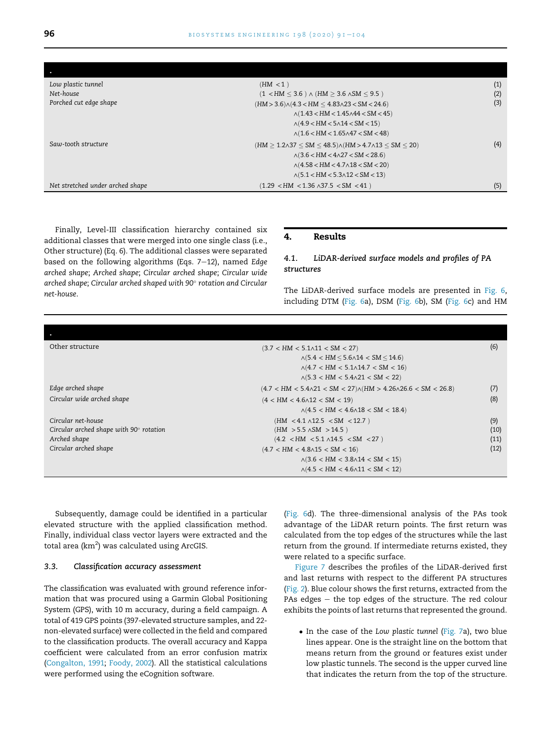| . | | |
|---|---|---|
| *Low plastic tunnel* | $(HM < 1)$ | (1) |
| *Net-house* | $(1 < HM \leq 3.6) \wedge (HM \geq 3.6 \wedge SM \leq 9.5)$ | (2) |
| *Porched cut edge shape* | $(HM > 3.6) \wedge (4.3 < HM \leq 4.83 \wedge 23 < SM < 24.6)$ $\wedge (1.43 < HM < 1.45 \wedge 44 < SM < 45)$ $\wedge (4.9 < HM < 5 \wedge 14 < SM < 15)$ $\wedge (1.6 < HM < 1.65 \wedge 47 < SM < 48)$ | (3) |
| *Saw-tooth structure* | $(HM \geq 1.2 \wedge 37 \leq SM \leq 48.5) \wedge (HM > 4.7 \wedge 13 \leq SM \leq 20)$ $\wedge (3.6 < HM < 4 \wedge 27 < SM < 28.6)$ $\wedge (4.58 < HM < 4.7 \wedge 18 < SM < 20)$ $\wedge (5.1 < HM < 5.3 \wedge 12 < SM < 13)$ | (4) |
| *Net stretched under arched shape* | $(1.29 < HM < 1.36 \wedge 37.5 < SM < 41)$ | (5) |

Finally, Level-III classification hierarchy contained six additional classes that were merged into one single class (i.e., Other structure) (Eq. 6). The additional classes were separated based on the following algorithms (Eqs. 7–12), named *Edge arched shape*; *Arched shape*; *Circular arched shape*; *Circular wide arched shape*; *Circular arched shaped with 90° rotation and Circular net-house*.

| . | | |
|---|---|---|
| Other structure | $(3.7 < HM < 5.1 \wedge 11 < SM < 27)$ $\wedge (5.4 < HM \leq 5.6 \wedge 14 < SM \leq 14.6)$ $\wedge (4.7 < HM < 5.1 \wedge 14.7 < SM < 16)$ $\wedge (5.3 < HM < 5.4 \wedge 21 < SM < 22)$ | (6) |
| *Edge arched shape* | $(4.7 < HM < 5.4 \wedge 21 < SM < 27) \wedge (HM > 4.26 \wedge 26.6 < SM < 26.8)$ | (7) |
| *Circular wide arched shape* | $(4 < HM < 4.6 \wedge 12 < SM < 19)$ $\wedge (4.5 < HM < 4.6 \wedge 18 < SM < 18.4)$ | (8) |
| *Circular net-house* | $(HM < 4.1 \wedge 12.5 < SM < 12.7)$ | (9) |
| *Circular arched shape with 90° rotation* | $(HM > 5.5 \wedge SM > 14.5)$ | (10) |
| *Arched shape* | $(4.2 < HM < 5.1 \wedge 14.5 < SM < 27)$ | (11) |
| *Circular arched shape* | $(4.7 < HM < 4.8 \wedge 15 < SM < 16)$ $\wedge (3.6 < HM < 3.8 \wedge 14 < SM < 15)$ $\wedge (4.5 < HM < 4.6 \wedge 11 < SM < 12)$ | (12) |

Subsequently, damage could be identified in a particular elevated structure with the applied classification method. Finally, individual class vector layers were extracted and the total area ($km^2$) was calculated using ArcGIS.

### 3.3. Classification accuracy assessment

The classification was evaluated with ground reference information that was procured using a Garmin Global Positioning System (GPS), with 10 m accuracy, during a field campaign. A total of 419 GPS points (397-elevated structure samples, and 22-non-elevated surface) were collected in the field and compared to the classification products. The overall accuracy and Kappa coefficient were calculated from an error confusion matrix (Congalton, 1991; Foody, 2002). All the statistical calculations were performed using the eCognition software.

## 4. Results

### 4.1. LiDAR-derived surface models and profiles of PA structures

The LiDAR-derived surface models are presented in Fig. 6, including DTM (Fig. 6a), DSM (Fig. 6b), SM (Fig. 6c) and HM (Fig. 6d). The three-dimensional analysis of the PAs took advantage of the LiDAR return points. The first return was calculated from the top edges of the structures while the last return from the ground. If intermediate returns existed, they were related to a specific surface.

Figure 7 describes the profiles of the LiDAR-derived first and last returns with respect to the different PA structures (Fig. 2). Blue colour shows the first returns, extracted from the PAs edges – the top edges of the structure. The red colour exhibits the points of last returns that represented the ground.

- In the case of the *Low plastic tunnel* (Fig. 7a), two blue lines appear. One is the straight line on the bottom that means return from the ground or features exist under low plastic tunnels. The second is the upper curved line that indicates the return from the top of the structure.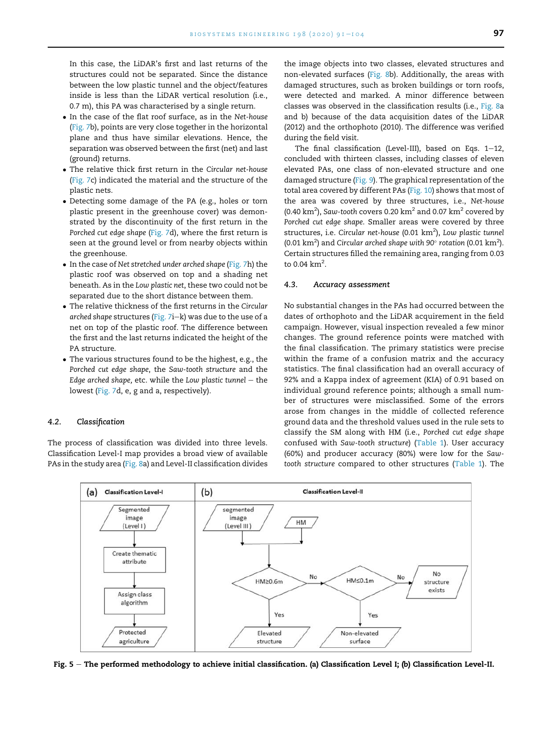In this case, the LiDAR's first and last returns of the structures could not be separated. Since the distance between the low plastic tunnel and the object/features inside is less than the LiDAR vertical resolution (i.e., 0.7 m), this PA was characterised by a single return.

- In the case of the flat roof surface, as in the *Net-house* (Fig. 7b), points are very close together in the horizontal plane and thus have similar elevations. Hence, the separation was observed between the first (net) and last (ground) returns.
- The relative thick first return in the *Circular net-house* (Fig. 7c) indicated the material and the structure of the plastic nets.
- Detecting some damage of the PA (e.g., holes or torn plastic present in the greenhouse cover) was demonstrated by the discontinuity of the first return in the *Porched cut edge shape* (Fig. 7d), where the first return is seen at the ground level or from nearby objects within the greenhouse.
- In the case of *Net stretched under arched shape* (Fig. 7h) the plastic roof was observed on top and a shading net beneath. As in the *Low plastic net*, these two could not be separated due to the short distance between them.
- The relative thickness of the first returns in the *Circular arched shape* structures (Fig. 7i–k) was due to the use of a net on top of the plastic roof. The difference between the first and the last returns indicated the height of the PA structure.
- The various structures found to be the highest, e.g., the *Porched cut edge shape*, the *Saw-tooth structure* and the *Edge arched shape*, etc. while the *Low plastic tunnel* – the lowest (Fig. 7d, e, g and a, respectively).

### 4.2. Classification

The process of classification was divided into three levels. Classification Level-I map provides a broad view of available PAs in the study area (Fig. 8a) and Level-II classification divides the image objects into two classes, elevated structures and non-elevated surfaces (Fig. 8b). Additionally, the areas with damaged structures, such as broken buildings or torn roofs, were detected and marked. A minor difference between classes was observed in the classification results (i.e., Fig. 8a and b) because of the data acquisition dates of the LiDAR (2012) and the orthophoto (2010). The difference was verified during the field visit.

The final classification (Level-III), based on Eqs. 1–12, concluded with thirteen classes, including classes of eleven elevated PAs, one class of non-elevated structure and one damaged structure (Fig. 9). The graphical representation of the total area covered by different PAs (Fig. 10) shows that most of the area was covered by three structures, i.e. *Net-house* (0.40 km$^2$), *Saw-tooth* covers 0.20 km$^2$ and 0.07 km$^2$ covered by *Porched cut edge shape*. Smaller areas were covered by three structures, i.e. *Circular net-house* (0.01 km$^2$), *Low plastic tunnel* (0.01 km$^2$) and *Circular arched shape with 90° rotation* (0.01 km$^2$). Certain structures filled the remaining area, ranging from 0.03 to 0.04 km$^2$.

### 4.3. Accuracy assessment

No substantial changes in the PAs had occurred between the dates of orthophoto and the LiDAR acquirement in the field campaign. However, visual inspection revealed a few minor changes. The ground reference points were matched with the final classification. The primary statistics were precise within the frame of a confusion matrix and the accuracy statistics. The final classification had an overall accuracy of 92% and a Kappa index of agreement (KIA) of 0.91 based on individual ground reference points; although a small number of structures were misclassified. Some of the errors arose from changes in the middle of collected reference ground data and the threshold values used in the rule sets to classify the SM along with HM (i.e., *Porched cut edge shape* confused with *Saw-tooth structure*) (Table 1). User accuracy (60%) and producer accuracy (80%) were low for the *Saw-tooth structure* compared to other structures (Table 1). The

(a) Classification Level-I: Segmented image (Level I) → Create thematic attribute → Assign class algorithm → Protected agriculture

(b) Classification Level-II: segmented image (Level III) + HM → HM≥0.6m? Yes → Elevated structure; No → HM≤0.1m? Yes → Non-elevated surface; No → No structure exists

**Fig. 5 – The performed methodology to achieve initial classification. (a) Classification Level I; (b) Classification Level-II.**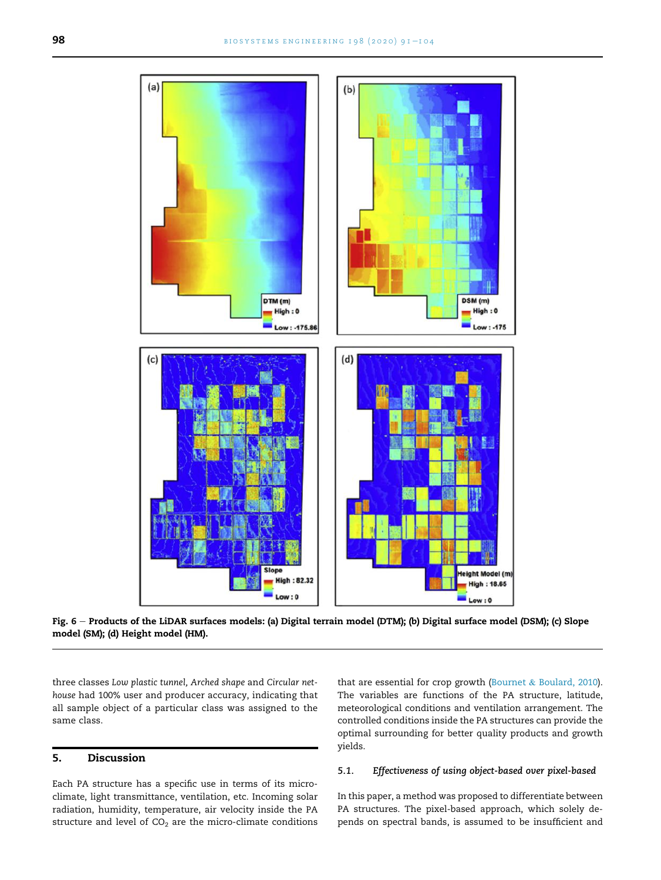Fig. 6 – Products of the LiDAR surfaces models: (a) Digital terrain model (DTM); (b) Digital surface model (DSM); (c) Slope model (SM); (d) Height model (HM).

three classes *Low plastic tunnel, Arched shape* and *Circular net-house* had 100% user and producer accuracy, indicating that all sample object of a particular class was assigned to the same class.

## 5. Discussion

Each PA structure has a specific use in terms of its micro-climate, light transmittance, ventilation, etc. Incoming solar radiation, humidity, temperature, air velocity inside the PA structure and level of $CO_2$ are the micro-climate conditions that are essential for crop growth (Bournet & Boulard, 2010). The variables are functions of the PA structure, latitude, meteorological conditions and ventilation arrangement. The controlled conditions inside the PA structures can provide the optimal surrounding for better quality products and growth yields.

### 5.1. *Effectiveness of using object-based over pixel-based*

In this paper, a method was proposed to differentiate between PA structures. The pixel-based approach, which solely depends on spectral bands, is assumed to be insufficient and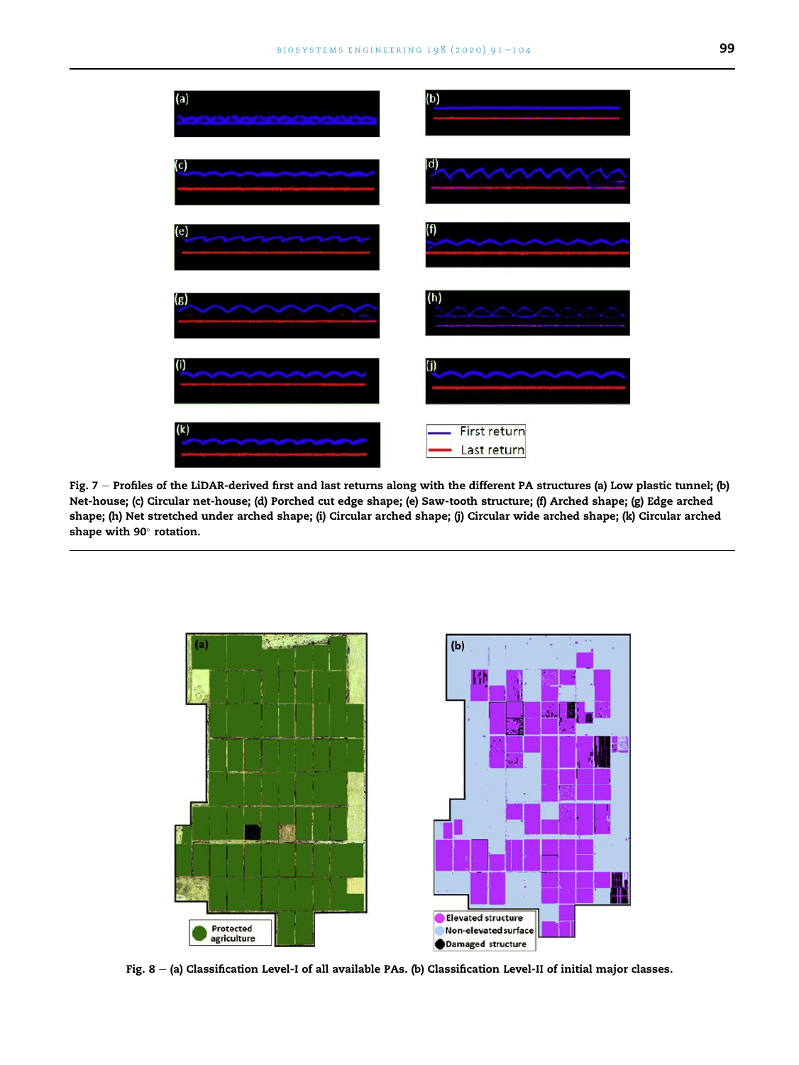Fig. 7 – Profiles of the LiDAR-derived first and last returns along with the different PA structures (a) Low plastic tunnel; (b) Net-house; (c) Circular net-house; (d) Porched cut edge shape; (e) Saw-tooth structure; (f) Arched shape; (g) Edge arched shape; (h) Net stretched under arched shape; (i) Circular arched shape; (j) Circular wide arched shape; (k) Circular arched shape with 90° rotation.

Fig. 8 – (a) Classification Level-I of all available PAs. (b) Classification Level-II of initial major classes.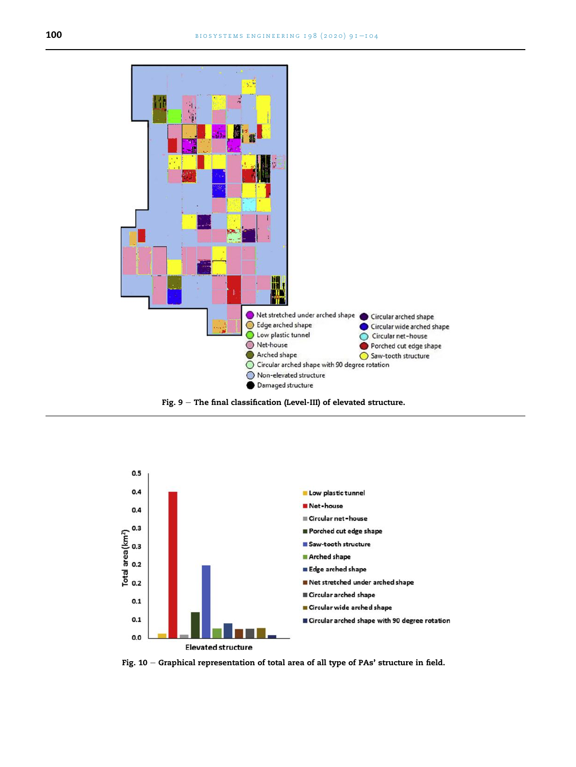Fig. 9 – The final classification (Level-III) of elevated structure.

Fig. 10 – Graphical representation of total area of all type of PAs' structure in field.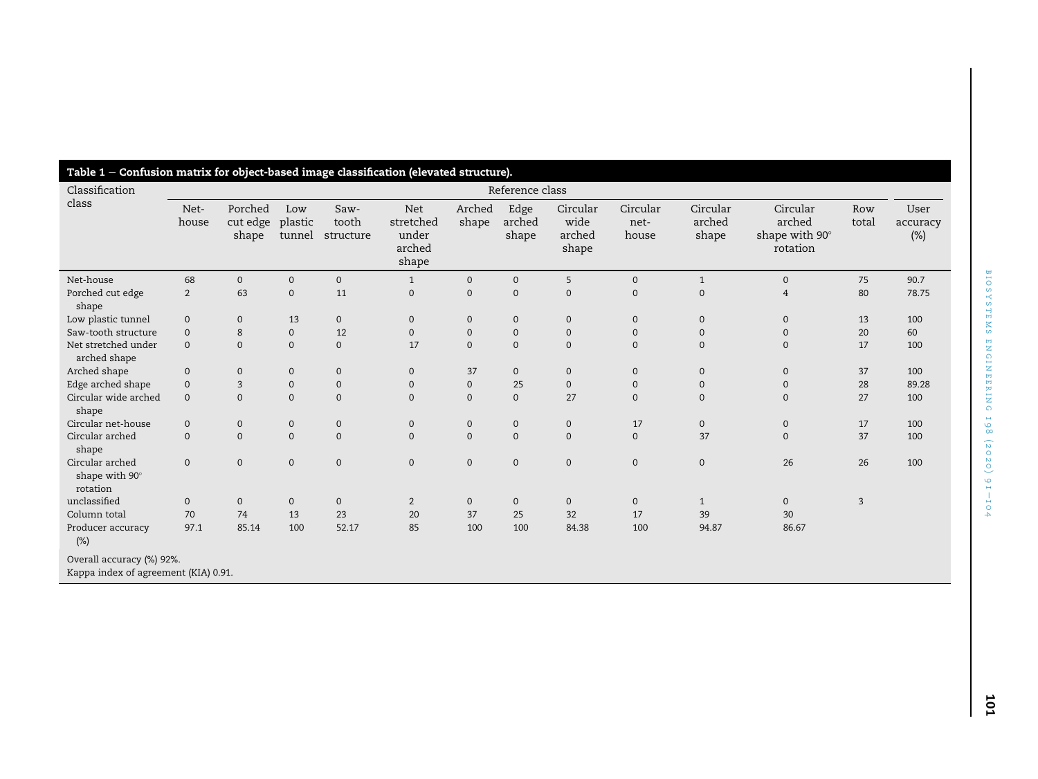**Table 1 – Confusion matrix for object-based image classification (elevated structure).**

| Classification class | Reference class | | | | | | | | | | | | |
|---|---|---|---|---|---|---|---|---|---|---|---|---|---|
| | Net-house | Porched cut edge shape | Low plastic tunnel | Saw-tooth structure | Net stretched under arched shape | Arched shape | Edge arched shape | Circular wide arched shape | Circular net-house | Circular arched shape | Circular arched shape with 90° rotation | Row total | User accuracy (%) |
| Net-house | 68 | 0 | 0 | 0 | 1 | 0 | 0 | 5 | 0 | 1 | 0 | 75 | 90.7 |
| Porched cut edge shape | 2 | 63 | 0 | 11 | 0 | 0 | 0 | 0 | 0 | 0 | 4 | 80 | 78.75 |
| Low plastic tunnel | 0 | 0 | 13 | 0 | 0 | 0 | 0 | 0 | 0 | 0 | 0 | 13 | 100 |
| Saw-tooth structure | 0 | 8 | 0 | 12 | 0 | 0 | 0 | 0 | 0 | 0 | 0 | 20 | 60 |
| Net stretched under arched shape | 0 | 0 | 0 | 0 | 17 | 0 | 0 | 0 | 0 | 0 | 0 | 17 | 100 |
| Arched shape | 0 | 0 | 0 | 0 | 0 | 37 | 0 | 0 | 0 | 0 | 0 | 37 | 100 |
| Edge arched shape | 0 | 3 | 0 | 0 | 0 | 0 | 25 | 0 | 0 | 0 | 0 | 28 | 89.28 |
| Circular wide arched shape | 0 | 0 | 0 | 0 | 0 | 0 | 0 | 27 | 0 | 0 | 0 | 27 | 100 |
| Circular net-house | 0 | 0 | 0 | 0 | 0 | 0 | 0 | 0 | 17 | 0 | 0 | 17 | 100 |
| Circular arched shape | 0 | 0 | 0 | 0 | 0 | 0 | 0 | 0 | 0 | 37 | 0 | 37 | 100 |
| Circular arched shape with 90° rotation | 0 | 0 | 0 | 0 | 0 | 0 | 0 | 0 | 0 | 0 | 26 | 26 | 100 |
| unclassified | 0 | 0 | 0 | 0 | 2 | 0 | 0 | 0 | 0 | 1 | 0 | 3 | |
| Column total | 70 | 74 | 13 | 23 | 20 | 37 | 25 | 32 | 17 | 39 | 30 | | |
| Producer accuracy (%) | 97.1 | 85.14 | 100 | 52.17 | 85 | 100 | 100 | 84.38 | 100 | 94.87 | 86.67 | | |

Overall accuracy (%) 92%.

Kappa index of agreement (KIA) 0.91.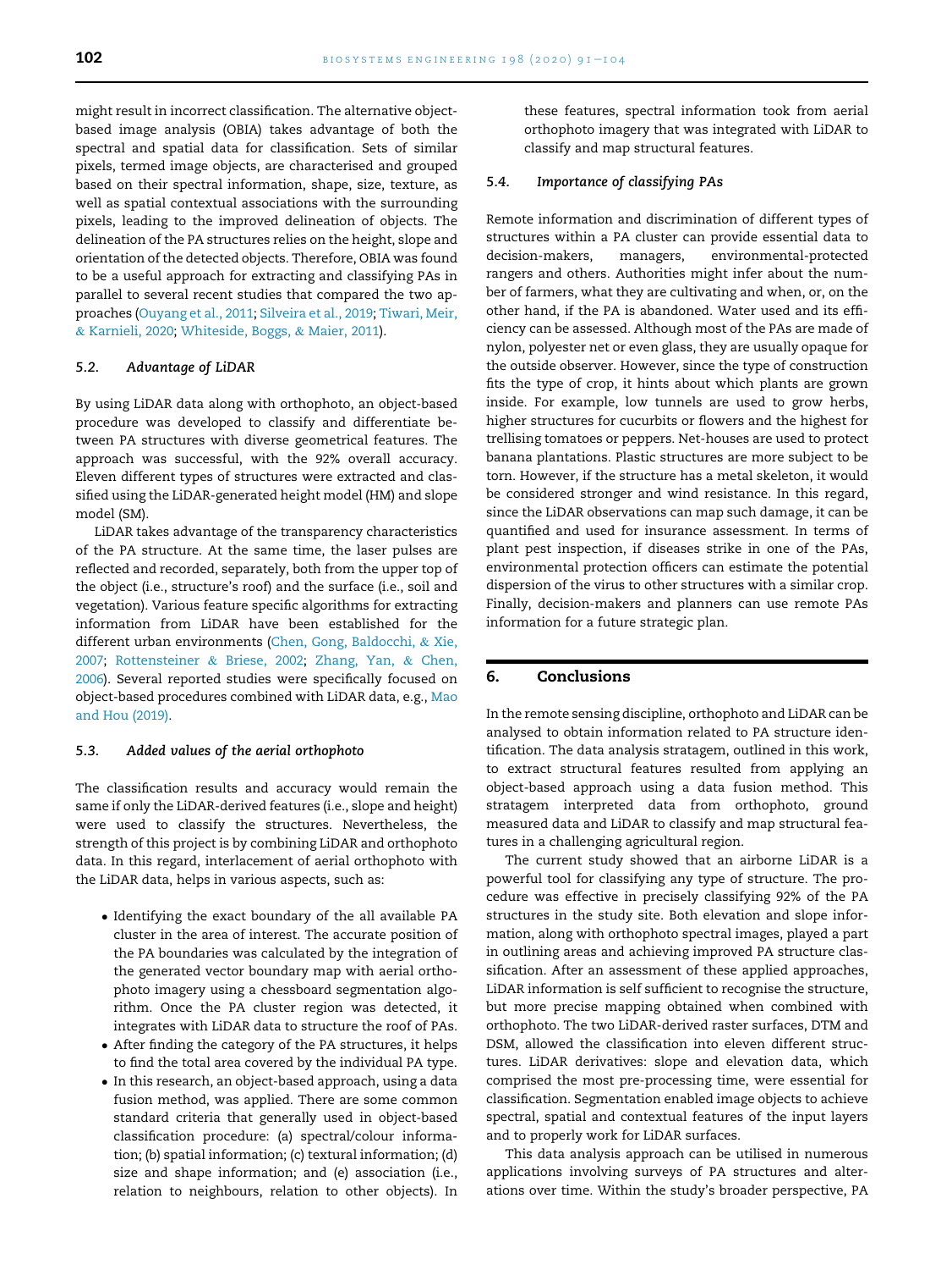might result in incorrect classification. The alternative object-based image analysis (OBIA) takes advantage of both the spectral and spatial data for classification. Sets of similar pixels, termed image objects, are characterised and grouped based on their spectral information, shape, size, texture, as well as spatial contextual associations with the surrounding pixels, leading to the improved delineation of objects. The delineation of the PA structures relies on the height, slope and orientation of the detected objects. Therefore, OBIA was found to be a useful approach for extracting and classifying PAs in parallel to several recent studies that compared the two approaches (Ouyang et al., 2011; Silveira et al., 2019; Tiwari, Meir, & Karnieli, 2020; Whiteside, Boggs, & Maier, 2011).

### 5.2. Advantage of LiDAR

By using LiDAR data along with orthophoto, an object-based procedure was developed to classify and differentiate between PA structures with diverse geometrical features. The approach was successful, with the 92% overall accuracy. Eleven different types of structures were extracted and classified using the LiDAR-generated height model (HM) and slope model (SM).

LiDAR takes advantage of the transparency characteristics of the PA structure. At the same time, the laser pulses are reflected and recorded, separately, both from the upper top of the object (i.e., structure's roof) and the surface (i.e., soil and vegetation). Various feature specific algorithms for extracting information from LiDAR have been established for the different urban environments (Chen, Gong, Baldocchi, & Xie, 2007; Rottensteiner & Briese, 2002; Zhang, Yan, & Chen, 2006). Several reported studies were specifically focused on object-based procedures combined with LiDAR data, e.g., Mao and Hou (2019).

### 5.3. Added values of the aerial orthophoto

The classification results and accuracy would remain the same if only the LiDAR-derived features (i.e., slope and height) were used to classify the structures. Nevertheless, the strength of this project is by combining LiDAR and orthophoto data. In this regard, interlacement of aerial orthophoto with the LiDAR data, helps in various aspects, such as:

- Identifying the exact boundary of the all available PA cluster in the area of interest. The accurate position of the PA boundaries was calculated by the integration of the generated vector boundary map with aerial orthophoto imagery using a chessboard segmentation algorithm. Once the PA cluster region was detected, it integrates with LiDAR data to structure the roof of PAs.
- After finding the category of the PA structures, it helps to find the total area covered by the individual PA type.
- In this research, an object-based approach, using a data fusion method, was applied. There are some common standard criteria that generally used in object-based classification procedure: (a) spectral/colour information; (b) spatial information; (c) textural information; (d) size and shape information; and (e) association (i.e., relation to neighbours, relation to other objects). In these features, spectral information took from aerial orthophoto imagery that was integrated with LiDAR to classify and map structural features.

### 5.4. Importance of classifying PAs

Remote information and discrimination of different types of structures within a PA cluster can provide essential data to decision-makers, managers, environmental-protected rangers and others. Authorities might infer about the number of farmers, what they are cultivating and when, or, on the other hand, if the PA is abandoned. Water used and its efficiency can be assessed. Although most of the PAs are made of nylon, polyester net or even glass, they are usually opaque for the outside observer. However, since the type of construction fits the type of crop, it hints about which plants are grown inside. For example, low tunnels are used to grow herbs, higher structures for cucurbits or flowers and the highest for trellising tomatoes or peppers. Net-houses are used to protect banana plantations. Plastic structures are more subject to be torn. However, if the structure has a metal skeleton, it would be considered stronger and wind resistance. In this regard, since the LiDAR observations can map such damage, it can be quantified and used for insurance assessment. In terms of plant pest inspection, if diseases strike in one of the PAs, environmental protection officers can estimate the potential dispersion of the virus to other structures with a similar crop. Finally, decision-makers and planners can use remote PAs information for a future strategic plan.

## 6. Conclusions

In the remote sensing discipline, orthophoto and LiDAR can be analysed to obtain information related to PA structure identification. The data analysis stratagem, outlined in this work, to extract structural features resulted from applying an object-based approach using a data fusion method. This stratagem interpreted data from orthophoto, ground measured data and LiDAR to classify and map structural features in a challenging agricultural region.

The current study showed that an airborne LiDAR is a powerful tool for classifying any type of structure. The procedure was effective in precisely classifying 92% of the PA structures in the study site. Both elevation and slope information, along with orthophoto spectral images, played a part in outlining areas and achieving improved PA structure classification. After an assessment of these applied approaches, LiDAR information is self sufficient to recognise the structure, but more precise mapping obtained when combined with orthophoto. The two LiDAR-derived raster surfaces, DTM and DSM, allowed the classification into eleven different structures. LiDAR derivatives: slope and elevation data, which comprised the most pre-processing time, were essential for classification. Segmentation enabled image objects to achieve spectral, spatial and contextual features of the input layers and to properly work for LiDAR surfaces.

This data analysis approach can be utilised in numerous applications involving surveys of PA structures and alterations over time. Within the study's broader perspective, PA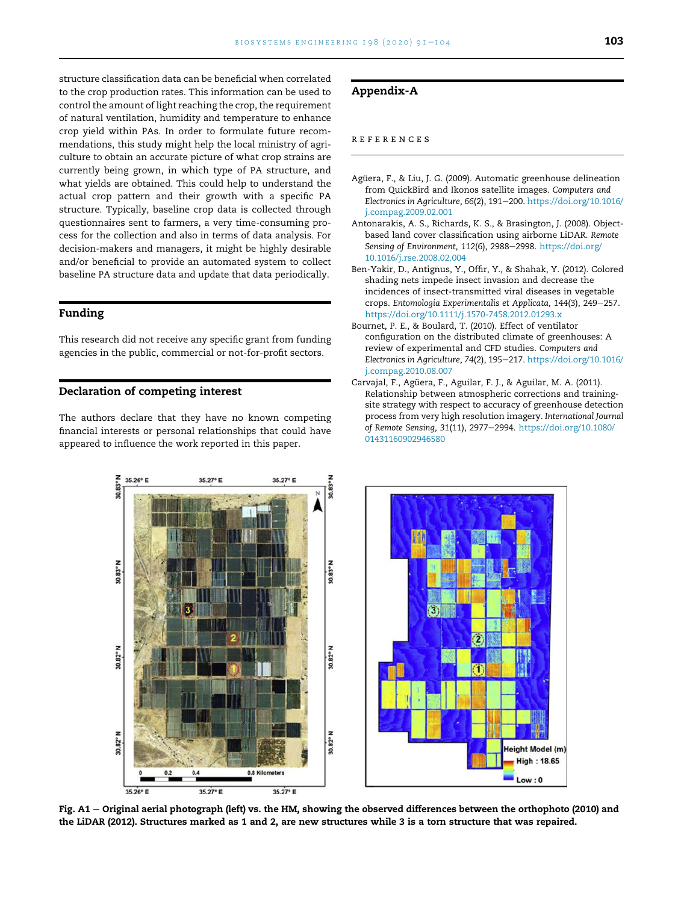structure classification data can be beneficial when correlated to the crop production rates. This information can be used to control the amount of light reaching the crop, the requirement of natural ventilation, humidity and temperature to enhance crop yield within PAs. In order to formulate future recommendations, this study might help the local ministry of agriculture to obtain an accurate picture of what crop strains are currently being grown, in which type of PA structure, and what yields are obtained. This could help to understand the actual crop pattern and their growth with a specific PA structure. Typically, baseline crop data is collected through questionnaires sent to farmers, a very time-consuming process for the collection and also in terms of data analysis. For decision-makers and managers, it might be highly desirable and/or beneficial to provide an automated system to collect baseline PA structure data and update that data periodically.

## Funding

This research did not receive any specific grant from funding agencies in the public, commercial or not-for-profit sectors.

## Declaration of competing interest

The authors declare that they have no known competing financial interests or personal relationships that could have appeared to influence the work reported in this paper.

## Appendix-A

## REFERENCES

Agüera, F., & Liu, J. G. (2009). Automatic greenhouse delineation from QuickBird and Ikonos satellite images. *Computers and Electronics in Agriculture, 66*(2), 191–200. https://doi.org/10.1016/j.compag.2009.02.001

Antonarakis, A. S., Richards, K. S., & Brasington, J. (2008). Object-based land cover classification using airborne LiDAR. *Remote Sensing of Environment, 112*(6), 2988–2998. https://doi.org/10.1016/j.rse.2008.02.004

Ben-Yakir, D., Antignus, Y., Offir, Y., & Shahak, Y. (2012). Colored shading nets impede insect invasion and decrease the incidences of insect-transmitted viral diseases in vegetable crops. *Entomologia Experimentalis et Applicata, 144*(3), 249–257. https://doi.org/10.1111/j.1570-7458.2012.01293.x

Bournet, P. E., & Boulard, T. (2010). Effect of ventilator configuration on the distributed climate of greenhouses: A review of experimental and CFD studies. *Computers and Electronics in Agriculture, 74*(2), 195–217. https://doi.org/10.1016/j.compag.2010.08.007

Carvajal, F., Agüera, F., Aguilar, F. J., & Aguilar, M. A. (2011). Relationship between atmospheric corrections and training-site strategy with respect to accuracy of greenhouse detection process from very high resolution imagery. *International Journal of Remote Sensing, 31*(11), 2977–2994. https://doi.org/10.1080/01431160902946580

**Fig. A1 – Original aerial photograph (left) vs. the HM, showing the observed differences between the orthophoto (2010) and the LiDAR (2012). Structures marked as 1 and 2, are new structures while 3 is a torn structure that was repaired.**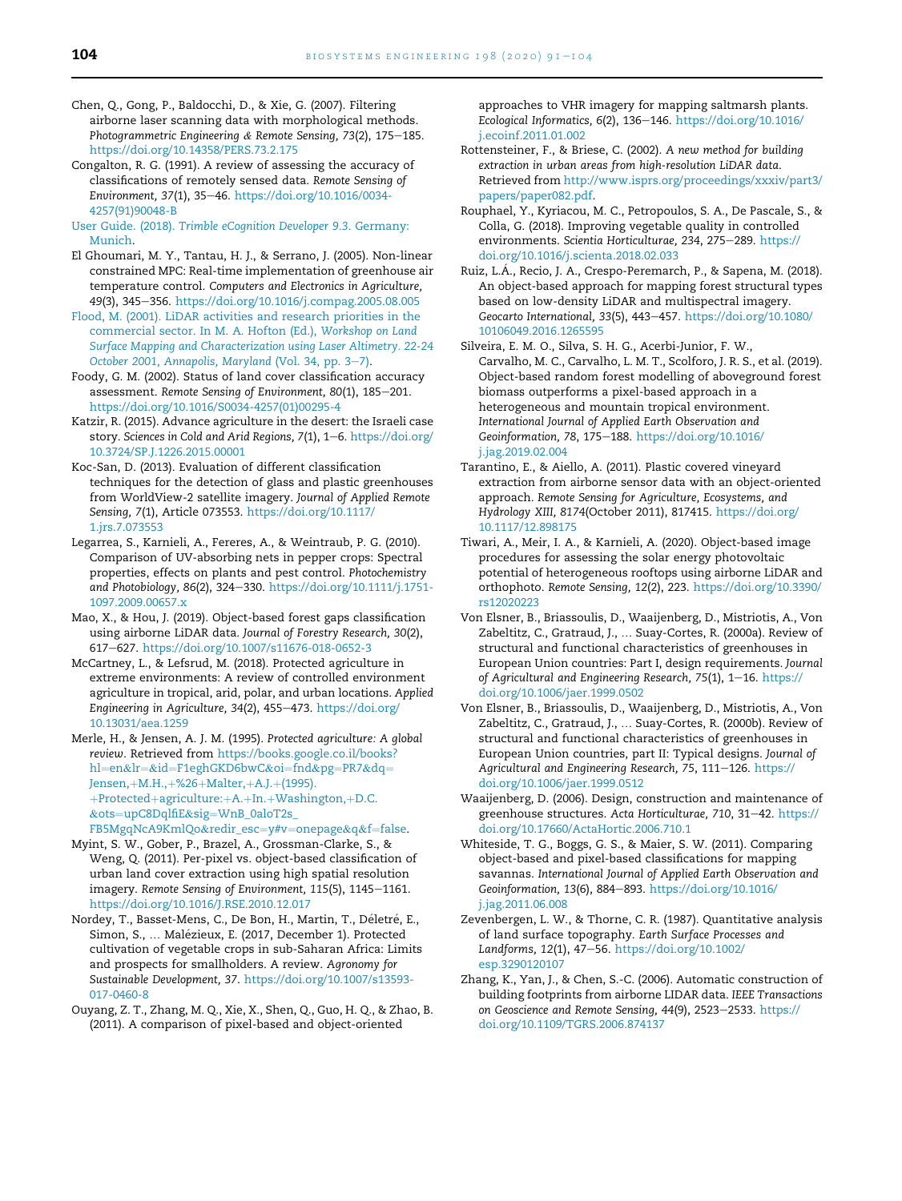Chen, Q., Gong, P., Baldocchi, D., & Xie, G. (2007). Filtering airborne laser scanning data with morphological methods. *Photogrammetric Engineering & Remote Sensing, 73*(2), 175–185. https://doi.org/10.14358/PERS.73.2.175

Congalton, R. G. (1991). A review of assessing the accuracy of classifications of remotely sensed data. *Remote Sensing of Environment, 37*(1), 35–46. https://doi.org/10.1016/0034-4257(91)90048-B

User Guide. (2018). *Trimble eCognition Developer 9.3*. Germany: Munich.

El Ghoumari, M. Y., Tantau, H. J., & Serrano, J. (2005). Non-linear constrained MPC: Real-time implementation of greenhouse air temperature control. *Computers and Electronics in Agriculture*, 49(3), 345–356. https://doi.org/10.1016/j.compag.2005.08.005

Flood, M. (2001). LiDAR activities and research priorities in the commercial sector. In M. A. Hofton (Ed.), *Workshop on Land Surface Mapping and Characterization using Laser Altimetry. 22-24 October 2001, Annapolis, Maryland* (Vol. 34, pp. 3–7).

Foody, G. M. (2002). Status of land cover classification accuracy assessment. *Remote Sensing of Environment, 80*(1), 185–201. https://doi.org/10.1016/S0034-4257(01)00295-4

Katzir, R. (2015). Advance agriculture in the desert: the Israeli case story. *Sciences in Cold and Arid Regions, 7*(1), 1–6. https://doi.org/10.3724/SP.J.1226.2015.00001

Koc-San, D. (2013). Evaluation of different classification techniques for the detection of glass and plastic greenhouses from WorldView-2 satellite imagery. *Journal of Applied Remote Sensing, 7*(1), Article 073553. https://doi.org/10.1117/1.jrs.7.073553

Legarrea, S., Karnieli, A., Fereres, A., & Weintraub, P. G. (2010). Comparison of UV-absorbing nets in pepper crops: Spectral properties, effects on plants and pest control. *Photochemistry and Photobiology*, 86(2), 324–330. https://doi.org/10.1111/j.1751-1097.2009.00657.x

Mao, X., & Hou, J. (2019). Object-based forest gaps classification using airborne LiDAR data. *Journal of Forestry Research, 30*(2), 617–627. https://doi.org/10.1007/s11676-018-0652-3

McCartney, L., & Lefsrud, M. (2018). Protected agriculture in extreme environments: A review of controlled environment agriculture in tropical, arid, polar, and urban locations. *Applied Engineering in Agriculture, 34*(2), 455–473. https://doi.org/10.13031/aea.1259

Merle, H., & Jensen, A. J. M. (1995). *Protected agriculture: A global review*. Retrieved from https://books.google.co.il/books?hl=en&lr=&id=F1eghGKD6bwC&oi=fnd&pg=PR7&dq=Jensen,+M.H.,+%26+Malter,+A.J.+(1995).+Protected+agriculture:+A.+In.+Washington,+D.C.&ots=upC8DqlfiE&sig=WnB_0aloT2s_FB5MgqNcA9KmlQo&redir_esc=y#v=onepage&q&f=false.

Myint, S. W., Gober, P., Brazel, A., Grossman-Clarke, S., & Weng, Q. (2011). Per-pixel vs. object-based classification of urban land cover extraction using high spatial resolution imagery. *Remote Sensing of Environment, 115*(5), 1145–1161. https://doi.org/10.1016/J.RSE.2010.12.017

Nordey, T., Basset-Mens, C., De Bon, H., Martin, T., Déletré, E., Simon, S., … Malézieux, E. (2017, December 1). Protected cultivation of vegetable crops in sub-Saharan Africa: Limits and prospects for smallholders. A review. *Agronomy for Sustainable Development, 37*. https://doi.org/10.1007/s13593-017-0460-8

Ouyang, Z. T., Zhang, M. Q., Xie, X., Shen, Q., Guo, H. Q., & Zhao, B. (2011). A comparison of pixel-based and object-oriented approaches to VHR imagery for mapping saltmarsh plants. *Ecological Informatics, 6*(2), 136–146. https://doi.org/10.1016/j.ecoinf.2011.01.002

Rottensteiner, F., & Briese, C. (2002). *A new method for building extraction in urban areas from high-resolution LiDAR data*. Retrieved from http://www.isprs.org/proceedings/xxxiv/part3/papers/paper082.pdf.

Rouphael, Y., Kyriacou, M. C., Petropoulos, S. A., De Pascale, S., & Colla, G. (2018). Improving vegetable quality in controlled environments. *Scientia Horticulturae, 234*, 275–289. https://doi.org/10.1016/j.scienta.2018.02.033

Ruiz, L.Á., Recio, J. A., Crespo-Peremarch, P., & Sapena, M. (2018). An object-based approach for mapping forest structural types based on low-density LiDAR and multispectral imagery. *Geocarto International, 33*(5), 443–457. https://doi.org/10.1080/10106049.2016.1265595

Silveira, E. M. O., Silva, S. H. G., Acerbi-Junior, F. W., Carvalho, M. C., Carvalho, L. M. T., Scolforo, J. R. S., et al. (2019). Object-based random forest modelling of aboveground forest biomass outperforms a pixel-based approach in a heterogeneous and mountain tropical environment. *International Journal of Applied Earth Observation and Geoinformation, 78*, 175–188. https://doi.org/10.1016/j.jag.2019.02.004

Tarantino, E., & Aiello, A. (2011). Plastic covered vineyard extraction from airborne sensor data with an object-oriented approach. *Remote Sensing for Agriculture, Ecosystems, and Hydrology XIII, 8174*(October 2011), 817415. https://doi.org/10.1117/12.898175

Tiwari, A., Meir, I. A., & Karnieli, A. (2020). Object-based image procedures for assessing the solar energy photovoltaic potential of heterogeneous rooftops using airborne LiDAR and orthophoto. *Remote Sensing, 12*(2), 223. https://doi.org/10.3390/rs12020223

Von Elsner, B., Briassoulis, D., Waaijenberg, D., Mistriotis, A., Von Zabeltitz, C., Gratraud, J., … Suay-Cortes, R. (2000a). Review of structural and functional characteristics of greenhouses in European Union countries: Part I, design requirements. *Journal of Agricultural and Engineering Research, 75*(1), 1–16. https://doi.org/10.1006/jaer.1999.0502

Von Elsner, B., Briassoulis, D., Waaijenberg, D., Mistriotis, A., Von Zabeltitz, C., Gratraud, J., … Suay-Cortes, R. (2000b). Review of structural and functional characteristics of greenhouses in European Union countries, part II: Typical designs. *Journal of Agricultural and Engineering Research, 75*, 111–126. https://doi.org/10.1006/jaer.1999.0512

Waaijenberg, D. (2006). Design, construction and maintenance of greenhouse structures. *Acta Horticulturae, 710*, 31–42. https://doi.org/10.17660/ActaHortic.2006.710.1

Whiteside, T. G., Boggs, G. S., & Maier, S. W. (2011). Comparing object-based and pixel-based classifications for mapping savannas. *International Journal of Applied Earth Observation and Geoinformation, 13*(6), 884–893. https://doi.org/10.1016/j.jag.2011.06.008

Zevenbergen, L. W., & Thorne, C. R. (1987). Quantitative analysis of land surface topography. *Earth Surface Processes and Landforms, 12*(1), 47–56. https://doi.org/10.1002/esp.3290120107

Zhang, K., Yan, J., & Chen, S.-C. (2006). Automatic construction of building footprints from airborne LIDAR data. *IEEE Transactions on Geoscience and Remote Sensing, 44*(9), 2523–2533. https://doi.org/10.1109/TGRS.2006.874137